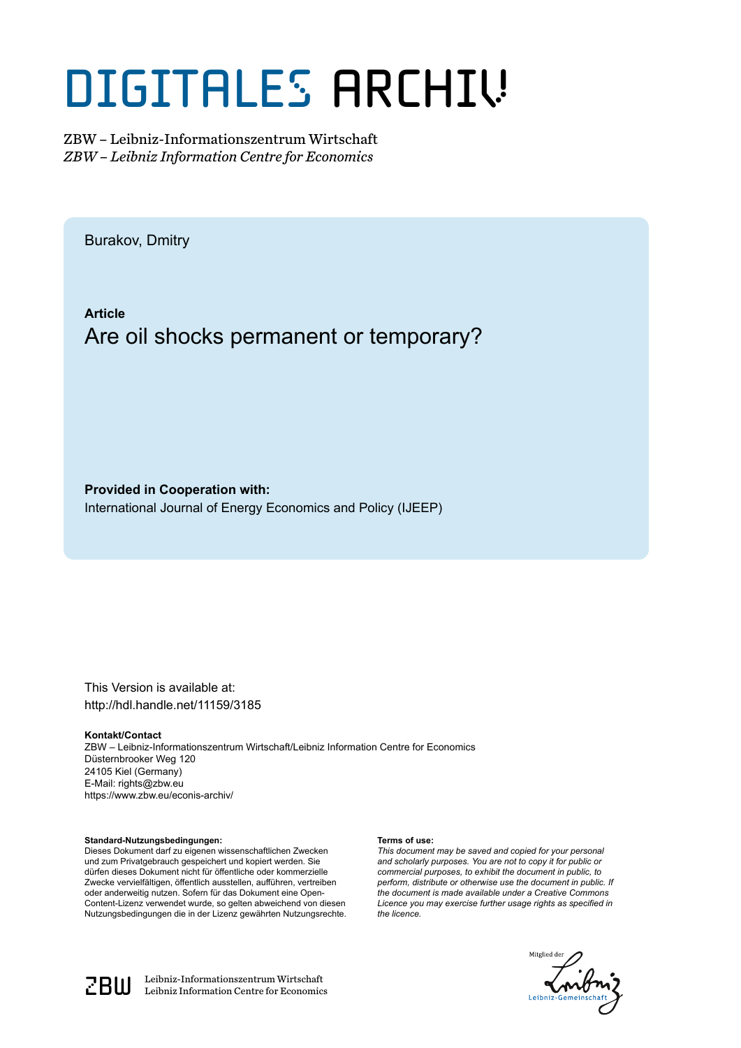# DIGITALES ARCHIV

ZBW – Leibniz-Informationszentrum Wirtschaft
*ZBW – Leibniz Information Centre for Economics*

Burakov, Dmitry

**Article**

Are oil shocks permanent or temporary?

**Provided in Cooperation with:**
International Journal of Energy Economics and Policy (IJEEP)

This Version is available at:
http://hdl.handle.net/11159/3185

**Kontakt/Contact**
ZBW – Leibniz-Informationszentrum Wirtschaft/Leibniz Information Centre for Economics
Düsternbrooker Weg 120
24105 Kiel (Germany)
E-Mail: rights@zbw.eu
https://www.zbw.eu/econis-archiv/

**Standard-Nutzungsbedingungen:**
Dieses Dokument darf zu eigenen wissenschaftlichen Zwecken und zum Privatgebrauch gespeichert und kopiert werden. Sie dürfen dieses Dokument nicht für öffentliche oder kommerzielle Zwecke vervielfältigen, öffentlich ausstellen, aufführen, vertreiben oder anderweitig nutzen. Sofern für das Dokument eine Open-Content-Lizenz verwendet wurde, so gelten abweichend von diesen Nutzungsbedingungen die in der Lizenz gewährten Nutzungsrechte.

**Terms of use:**
*This document may be saved and copied for your personal and scholarly purposes. You are not to copy it for public or commercial purposes, to exhibit the document in public, to perform, distribute or otherwise use the document in public. If the document is made available under a Creative Commons Licence you may exercise further usage rights as specified in the licence.*

ZBW Leibniz-Informationszentrum Wirtschaft
Leibniz Information Centre for Economics

Mitglied der Leibniz-Gemeinschaft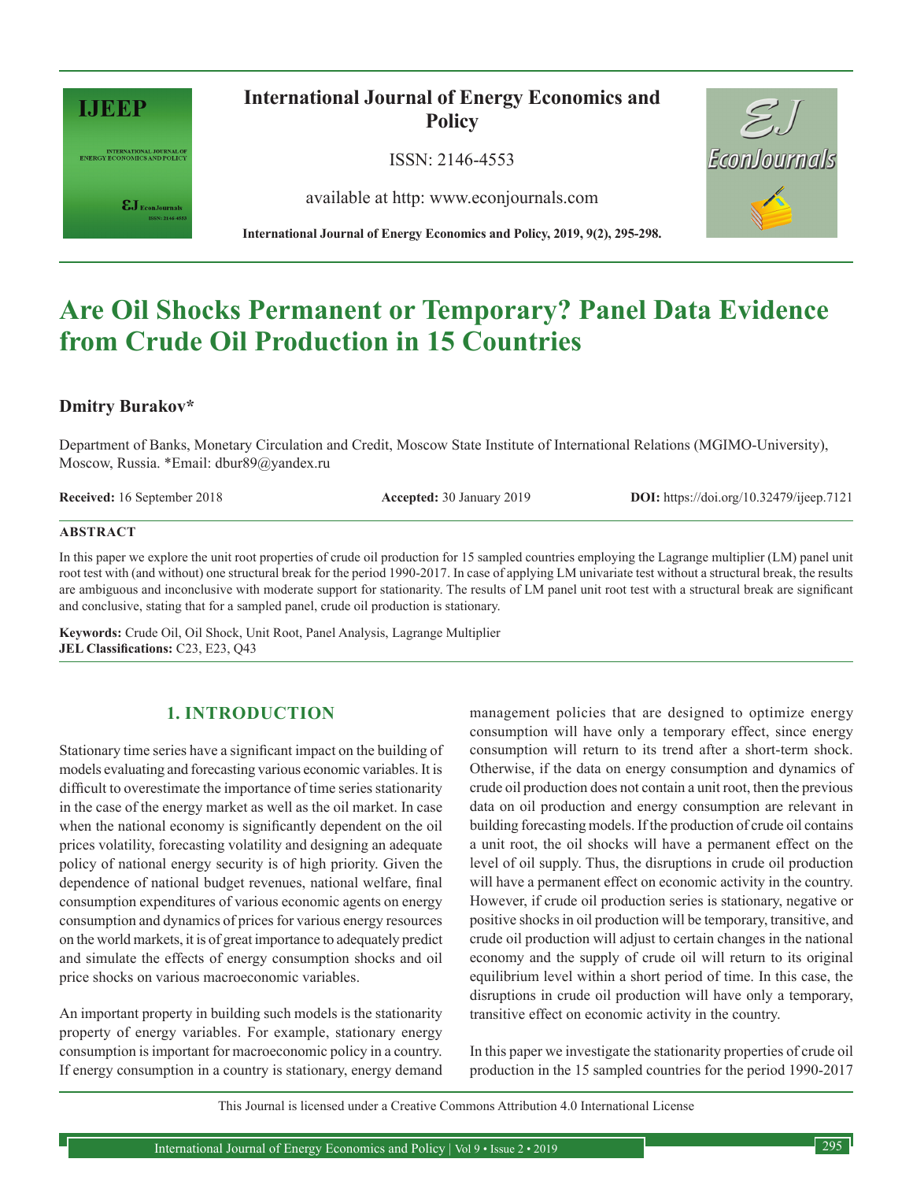# Are Oil Shocks Permanent or Temporary? Panel Data Evidence from Crude Oil Production in 15 Countries

**Dmitry Burakov***

Department of Banks, Monetary Circulation and Credit, Moscow State Institute of International Relations (MGIMO-University), Moscow, Russia. *Email: dbur89@yandex.ru

**Received:** 16 September 2018 **Accepted:** 30 January 2019 **DOI:** https://doi.org/10.32479/ijeep.7121

## ABSTRACT

In this paper we explore the unit root properties of crude oil production for 15 sampled countries employing the Lagrange multiplier (LM) panel unit root test with (and without) one structural break for the period 1990-2017. In case of applying LM univariate test without a structural break, the results are ambiguous and inconclusive with moderate support for stationarity. The results of LM panel unit root test with a structural break are significant and conclusive, stating that for a sampled panel, crude oil production is stationary.

**Keywords:** Crude Oil, Oil Shock, Unit Root, Panel Analysis, Lagrange Multiplier
**JEL Classifications:** C23, E23, Q43

## 1. INTRODUCTION

Stationary time series have a significant impact on the building of models evaluating and forecasting various economic variables. It is difficult to overestimate the importance of time series stationarity in the case of the energy market as well as the oil market. In case when the national economy is significantly dependent on the oil prices volatility, forecasting volatility and designing an adequate policy of national energy security is of high priority. Given the dependence of national budget revenues, national welfare, final consumption expenditures of various economic agents on energy consumption and dynamics of prices for various energy resources on the world markets, it is of great importance to adequately predict and simulate the effects of energy consumption shocks and oil price shocks on various macroeconomic variables.

An important property in building such models is the stationarity property of energy variables. For example, stationary energy consumption is important for macroeconomic policy in a country. If energy consumption in a country is stationary, energy demand management policies that are designed to optimize energy consumption will have only a temporary effect, since energy consumption will return to its trend after a short-term shock. Otherwise, if the data on energy consumption and dynamics of crude oil production does not contain a unit root, then the previous data on oil production and energy consumption are relevant in building forecasting models. If the production of crude oil contains a unit root, the oil shocks will have a permanent effect on the level of oil supply. Thus, the disruptions in crude oil production will have a permanent effect on economic activity in the country. However, if crude oil production series is stationary, negative or positive shocks in oil production will be temporary, transitive, and crude oil production will adjust to certain changes in the national economy and the supply of crude oil will return to its original equilibrium level within a short period of time. In this case, the disruptions in crude oil production will have only a temporary, transitive effect on economic activity in the country.

In this paper we investigate the stationarity properties of crude oil production in the 15 sampled countries for the period 1990-2017

This Journal is licensed under a Creative Commons Attribution 4.0 International License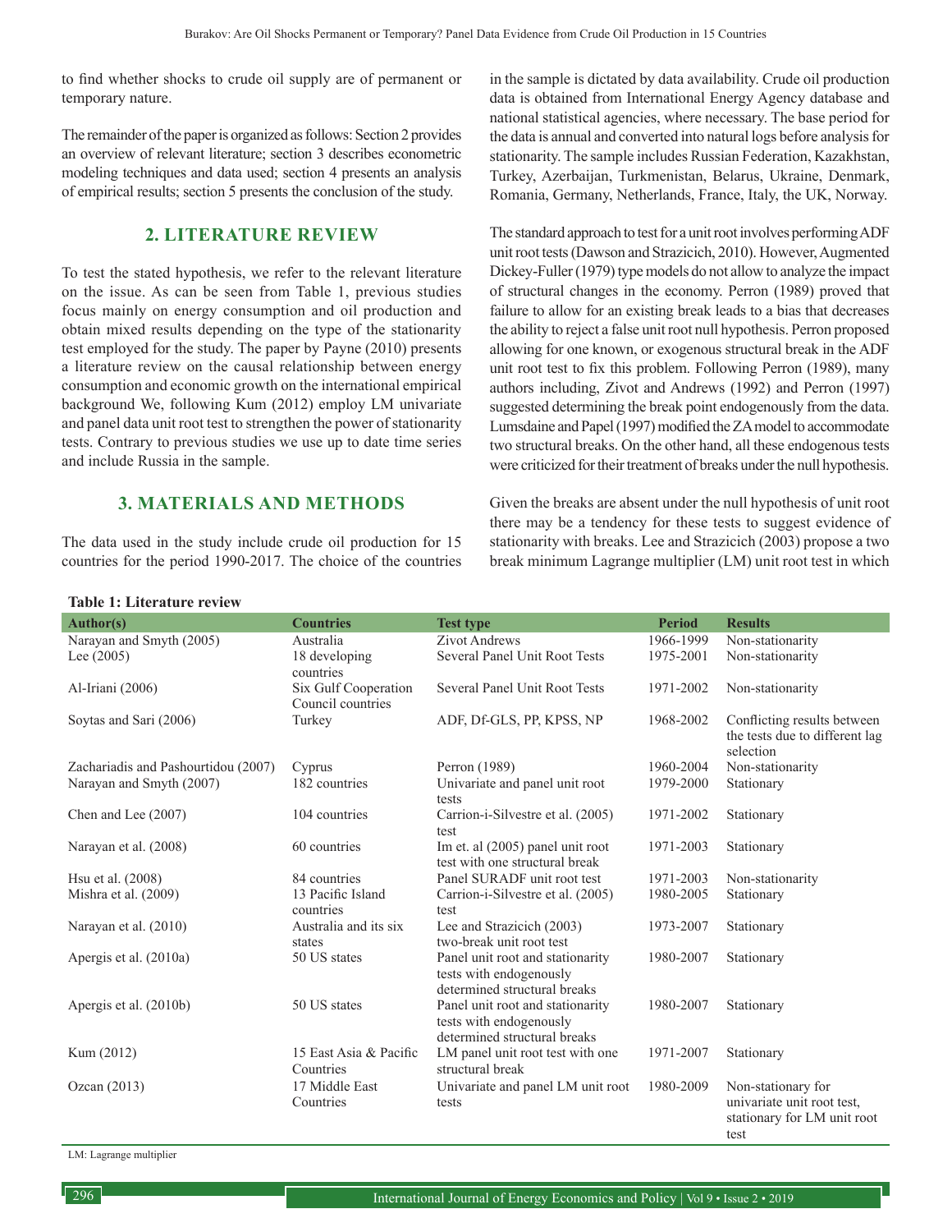to find whether shocks to crude oil supply are of permanent or temporary nature.

The remainder of the paper is organized as follows: Section 2 provides an overview of relevant literature; section 3 describes econometric modeling techniques and data used; section 4 presents an analysis of empirical results; section 5 presents the conclusion of the study.

## 2. LITERATURE REVIEW

To test the stated hypothesis, we refer to the relevant literature on the issue. As can be seen from Table 1, previous studies focus mainly on energy consumption and oil production and obtain mixed results depending on the type of the stationarity test employed for the study. The paper by Payne (2010) presents a literature review on the causal relationship between energy consumption and economic growth on the international empirical background We, following Kum (2012) employ LM univariate and panel data unit root test to strengthen the power of stationarity tests. Contrary to previous studies we use up to date time series and include Russia in the sample.

## 3. MATERIALS AND METHODS

The data used in the study include crude oil production for 15 countries for the period 1990-2017. The choice of the countries in the sample is dictated by data availability. Crude oil production data is obtained from International Energy Agency database and national statistical agencies, where necessary. The base period for the data is annual and converted into natural logs before analysis for stationarity. The sample includes Russian Federation, Kazakhstan, Turkey, Azerbaijan, Turkmenistan, Belarus, Ukraine, Denmark, Romania, Germany, Netherlands, France, Italy, the UK, Norway.

The standard approach to test for a unit root involves performing ADF unit root tests (Dawson and Strazicich, 2010). However, Augmented Dickey-Fuller (1979) type models do not allow to analyze the impact of structural changes in the economy. Perron (1989) proved that failure to allow for an existing break leads to a bias that decreases the ability to reject a false unit root null hypothesis. Perron proposed allowing for one known, or exogenous structural break in the ADF unit root test to fix this problem. Following Perron (1989), many authors including, Zivot and Andrews (1992) and Perron (1997) suggested determining the break point endogenously from the data. Lumsdaine and Papel (1997) modified the ZA model to accommodate two structural breaks. On the other hand, all these endogenous tests were criticized for their treatment of breaks under the null hypothesis.

Given the breaks are absent under the null hypothesis of unit root there may be a tendency for these tests to suggest evidence of stationarity with breaks. Lee and Strazicich (2003) propose a two break minimum Lagrange multiplier (LM) unit root test in which

**Table 1: Literature review**

| Author(s) | Countries | Test type | Period | Results |
|---|---|---|---|---|
| Narayan and Smyth (2005) | Australia | Zivot Andrews | 1966-1999 | Non-stationarity |
| Lee (2005) | 18 developing countries | Several Panel Unit Root Tests | 1975-2001 | Non-stationarity |
| Al-Iriani (2006) | Six Gulf Cooperation Council countries | Several Panel Unit Root Tests | 1971-2002 | Non-stationarity |
| Soytas and Sari (2006) | Turkey | ADF, Df-GLS, PP, KPSS, NP | 1968-2002 | Conflicting results between the tests due to different lag selection |
| Zachariadis and Pashourtidou (2007) | Cyprus | Perron (1989) | 1960-2004 | Non-stationarity |
| Narayan and Smyth (2007) | 182 countries | Univariate and panel unit root tests | 1979-2000 | Stationary |
| Chen and Lee (2007) | 104 countries | Carrion-i-Silvestre et al. (2005) test | 1971-2002 | Stationary |
| Narayan et al. (2008) | 60 countries | Im et. al (2005) panel unit root test with one structural break | 1971-2003 | Stationary |
| Hsu et al. (2008) | 84 countries | Panel SURADF unit root test | 1971-2003 | Non-stationarity |
| Mishra et al. (2009) | 13 Pacific Island countries | Carrion-i-Silvestre et al. (2005) test | 1980-2005 | Stationary |
| Narayan et al. (2010) | Australia and its six states | Lee and Strazicich (2003) two-break unit root test | 1973-2007 | Stationary |
| Apergis et al. (2010a) | 50 US states | Panel unit root and stationarity tests with endogenously determined structural breaks | 1980-2007 | Stationary |
| Apergis et al. (2010b) | 50 US states | Panel unit root and stationarity tests with endogenously determined structural breaks | 1980-2007 | Stationary |
| Kum (2012) | 15 East Asia & Pacific Countries | LM panel unit root test with one structural break | 1971-2007 | Stationary |
| Ozcan (2013) | 17 Middle East Countries | Univariate and panel LM unit root tests | 1980-2009 | Non-stationary for univariate unit root test, stationary for LM unit root test |

LM: Lagrange multiplier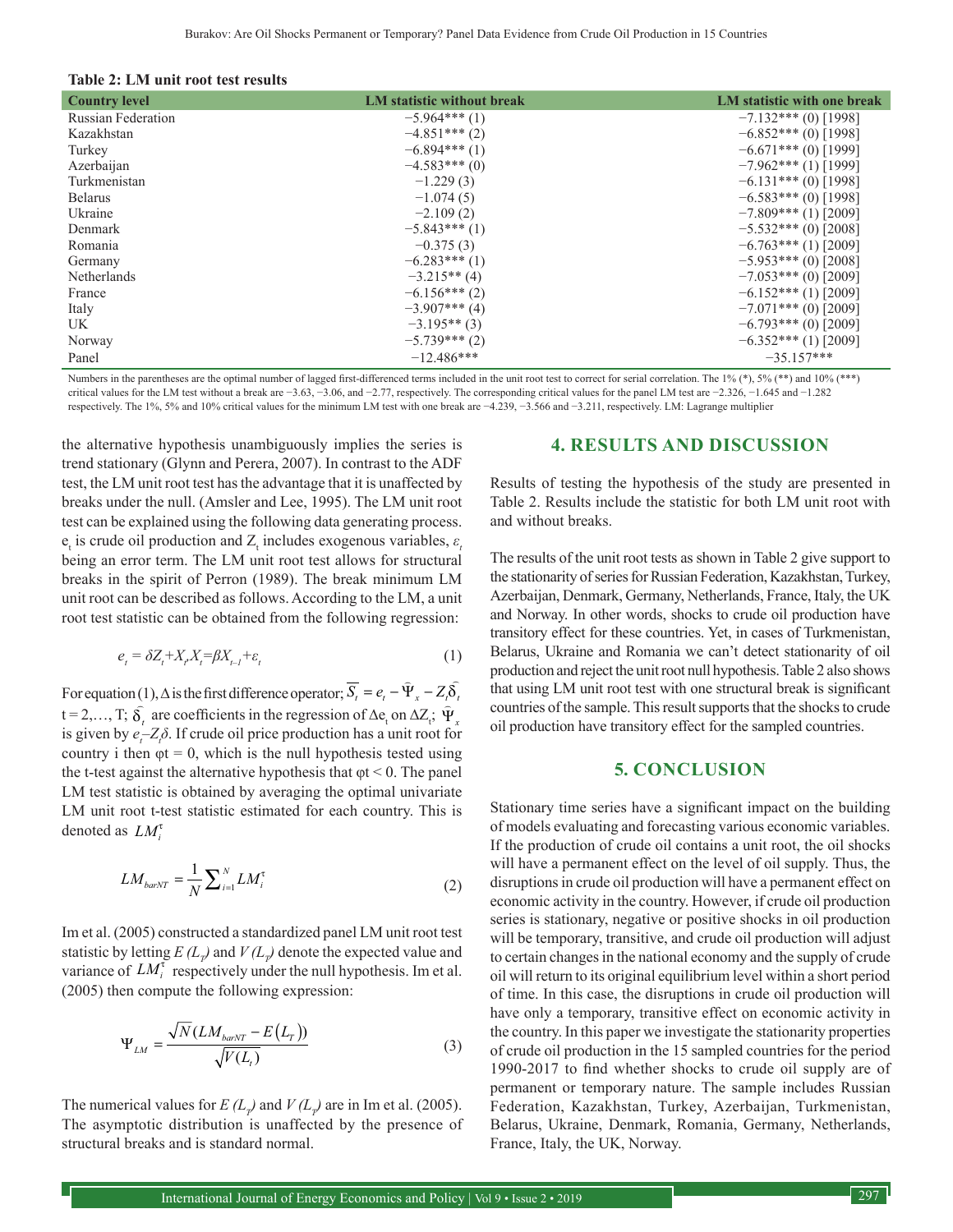**Table 2: LM unit root test results**

| Country level | LM statistic without break | LM statistic with one break |
|---|---|---|
| Russian Federation | −5.964*** (1) | −7.132*** (0) [1998] |
| Kazakhstan | −4.851*** (2) | −6.852*** (0) [1998] |
| Turkey | −6.894*** (1) | −6.671*** (0) [1999] |
| Azerbaijan | −4.583*** (0) | −7.962*** (1) [1999] |
| Turkmenistan | −1.229 (3) | −6.131*** (0) [1998] |
| Belarus | −1.074 (5) | −6.583*** (0) [1998] |
| Ukraine | −2.109 (2) | −7.809*** (1) [2009] |
| Denmark | −5.843*** (1) | −5.532*** (0) [2008] |
| Romania | −0.375 (3) | −6.763*** (1) [2009] |
| Germany | −6.283*** (1) | −5.953*** (0) [2008] |
| Netherlands | −3.215** (4) | −7.053*** (0) [2009] |
| France | −6.156*** (2) | −6.152*** (1) [2009] |
| Italy | −3.907*** (4) | −7.071*** (0) [2009] |
| UK | −3.195** (3) | −6.793*** (0) [2009] |
| Norway | −5.739*** (2) | −6.352*** (1) [2009] |
| Panel | −12.486*** | −35.157*** |

Numbers in the parentheses are the optimal number of lagged first-differenced terms included in the unit root test to correct for serial correlation. The 1% (*), 5% (**) and 10% (***) critical values for the LM test without a break are −3.63, −3.06, and −2.77, respectively. The corresponding critical values for the panel LM test are −2.326, −1.645 and −1.282 respectively. The 1%, 5% and 10% critical values for the minimum LM test with one break are −4.239, −3.566 and −3.211, respectively. LM: Lagrange multiplier

the alternative hypothesis unambiguously implies the series is trend stationary (Glynn and Perera, 2007). In contrast to the ADF test, the LM unit root test has the advantage that it is unaffected by breaks under the null. (Amsler and Lee, 1995). The LM unit root test can be explained using the following data generating process. $e_t$ is crude oil production and $Z_t$ includes exogenous variables, $\varepsilon_t$ being an error term. The LM unit root test allows for structural breaks in the spirit of Perron (1989). The break minimum LM unit root can be described as follows. According to the LM, a unit root test statistic can be obtained from the following regression:

$$e_t = \delta Z_t + X_t X_t = \beta X_{t-1} + \varepsilon_t \tag{1}$$

For equation (1), Δ is the first difference operator; $\overline{S_t} = e_t - \tilde{\Psi}_x - Z_t \tilde{\delta}_t$ t = 2,…, T; $\tilde{\delta}_t$ are coefficients in the regression of $\Delta e_t$ on $\Delta Z_t$; $\tilde{\Psi}_x$ is given by $e_t - Z_t \delta$. If crude oil price production has a unit root for country i then φt = 0, which is the null hypothesis tested using the t-test against the alternative hypothesis that φt < 0. The panel LM test statistic is obtained by averaging the optimal univariate LM unit root t-test statistic estimated for each country. This is denoted as $LM_i^{\tau}$

$$LM_{barNT} = \frac{1}{N}\sum_{i=1}^{N} LM_i^{\tau} \tag{2}$$

Im et al. (2005) constructed a standardized panel LM unit root test statistic by letting $E(L_T)$ and $V(L_T)$ denote the expected value and variance of $LM_i^{\tau}$ respectively under the null hypothesis. Im et al. (2005) then compute the following expression:

$$\Psi_{LM} = \frac{\sqrt{N}\left(LM_{barNT} - E\left(L_T\right)\right)}{\sqrt{V(L_t)}} \tag{3}$$

The numerical values for $E(L_T)$ and $V(L_T)$ are in Im et al. (2005). The asymptotic distribution is unaffected by the presence of structural breaks and is standard normal.

## 4. RESULTS AND DISCUSSION

Results of testing the hypothesis of the study are presented in Table 2. Results include the statistic for both LM unit root with and without breaks.

The results of the unit root tests as shown in Table 2 give support to the stationarity of series for Russian Federation, Kazakhstan, Turkey, Azerbaijan, Denmark, Germany, Netherlands, France, Italy, the UK and Norway. In other words, shocks to crude oil production have transitory effect for these countries. Yet, in cases of Turkmenistan, Belarus, Ukraine and Romania we can't detect stationarity of oil production and reject the unit root null hypothesis. Table 2 also shows that using LM unit root test with one structural break is significant countries of the sample. This result supports that the shocks to crude oil production have transitory effect for the sampled countries.

## 5. CONCLUSION

Stationary time series have a significant impact on the building of models evaluating and forecasting various economic variables. If the production of crude oil contains a unit root, the oil shocks will have a permanent effect on the level of oil supply. Thus, the disruptions in crude oil production will have a permanent effect on economic activity in the country. However, if crude oil production series is stationary, negative or positive shocks in oil production will be temporary, transitive, and crude oil production will adjust to certain changes in the national economy and the supply of crude oil will return to its original equilibrium level within a short period of time. In this case, the disruptions in crude oil production will have only a temporary, transitive effect on economic activity in the country. In this paper we investigate the stationarity properties of crude oil production in the 15 sampled countries for the period 1990-2017 to find whether shocks to crude oil supply are of permanent or temporary nature. The sample includes Russian Federation, Kazakhstan, Turkey, Azerbaijan, Turkmenistan, Belarus, Ukraine, Denmark, Romania, Germany, Netherlands, France, Italy, the UK, Norway.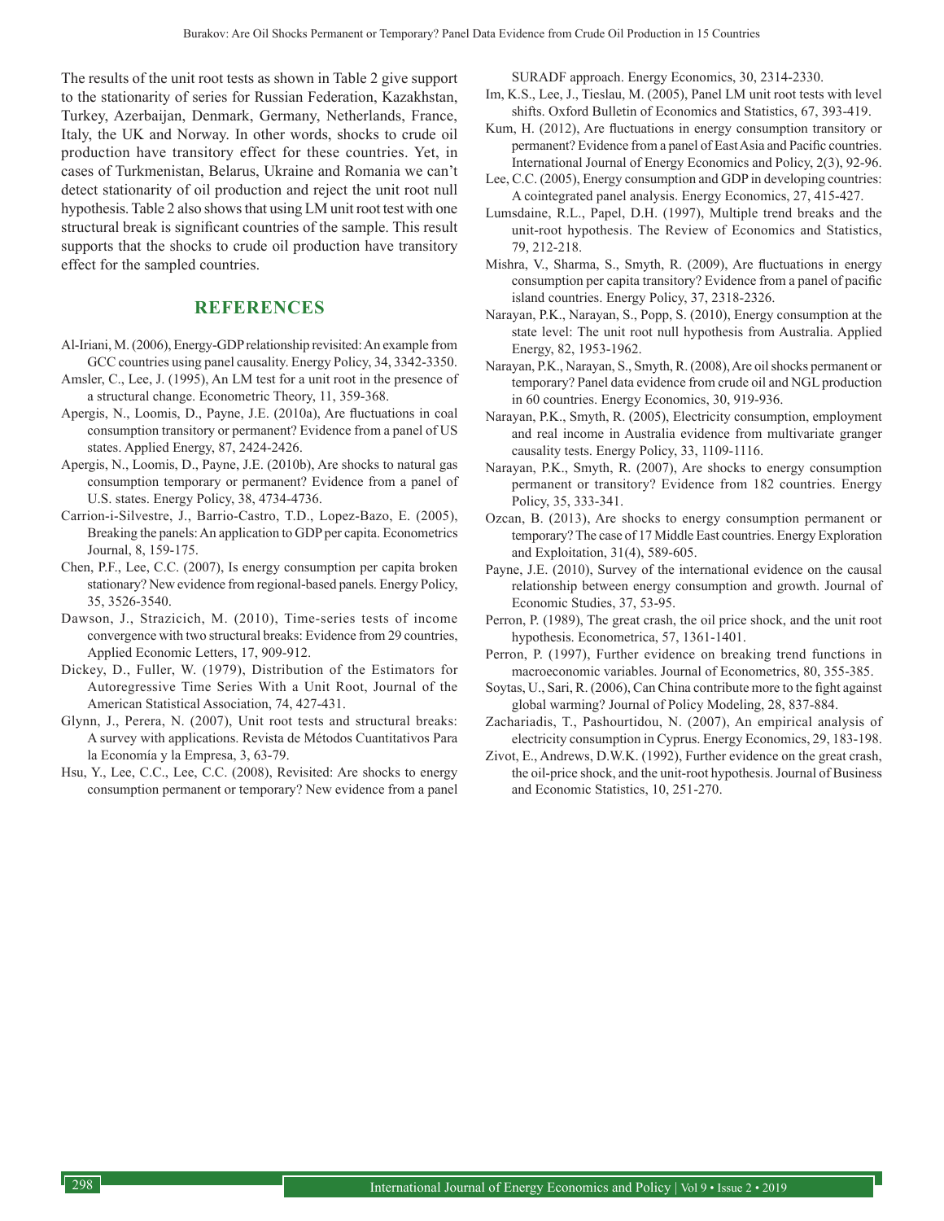The results of the unit root tests as shown in Table 2 give support to the stationarity of series for Russian Federation, Kazakhstan, Turkey, Azerbaijan, Denmark, Germany, Netherlands, France, Italy, the UK and Norway. In other words, shocks to crude oil production have transitory effect for these countries. Yet, in cases of Turkmenistan, Belarus, Ukraine and Romania we can't detect stationarity of oil production and reject the unit root null hypothesis. Table 2 also shows that using LM unit root test with one structural break is significant countries of the sample. This result supports that the shocks to crude oil production have transitory effect for the sampled countries.

## REFERENCES

Al-Iriani, M. (2006), Energy-GDP relationship revisited: An example from GCC countries using panel causality. Energy Policy, 34, 3342-3350.

Amsler, C., Lee, J. (1995), An LM test for a unit root in the presence of a structural change. Econometric Theory, 11, 359-368.

Apergis, N., Loomis, D., Payne, J.E. (2010a), Are fluctuations in coal consumption transitory or permanent? Evidence from a panel of US states. Applied Energy, 87, 2424-2426.

Apergis, N., Loomis, D., Payne, J.E. (2010b), Are shocks to natural gas consumption temporary or permanent? Evidence from a panel of U.S. states. Energy Policy, 38, 4734-4736.

Carrion-i-Silvestre, J., Barrio-Castro, T.D., Lopez-Bazo, E. (2005), Breaking the panels: An application to GDP per capita. Econometrics Journal, 8, 159-175.

Chen, P.F., Lee, C.C. (2007), Is energy consumption per capita broken stationary? New evidence from regional-based panels. Energy Policy, 35, 3526-3540.

Dawson, J., Strazicich, M. (2010), Time-series tests of income convergence with two structural breaks: Evidence from 29 countries, Applied Economic Letters, 17, 909-912.

Dickey, D., Fuller, W. (1979), Distribution of the Estimators for Autoregressive Time Series With a Unit Root, Journal of the American Statistical Association, 74, 427-431.

Glynn, J., Perera, N. (2007), Unit root tests and structural breaks: A survey with applications. Revista de Métodos Cuantitativos Para la Economía y la Empresa, 3, 63-79.

Hsu, Y., Lee, C.C., Lee, C.C. (2008), Revisited: Are shocks to energy consumption permanent or temporary? New evidence from a panel SURADF approach. Energy Economics, 30, 2314-2330.

Im, K.S., Lee, J., Tieslau, M. (2005), Panel LM unit root tests with level shifts. Oxford Bulletin of Economics and Statistics, 67, 393-419.

Kum, H. (2012), Are fluctuations in energy consumption transitory or permanent? Evidence from a panel of East Asia and Pacific countries. International Journal of Energy Economics and Policy, 2(3), 92-96.

Lee, C.C. (2005), Energy consumption and GDP in developing countries: A cointegrated panel analysis. Energy Economics, 27, 415-427.

Lumsdaine, R.L., Papel, D.H. (1997), Multiple trend breaks and the unit-root hypothesis. The Review of Economics and Statistics, 79, 212-218.

Mishra, V., Sharma, S., Smyth, R. (2009), Are fluctuations in energy consumption per capita transitory? Evidence from a panel of pacific island countries. Energy Policy, 37, 2318-2326.

Narayan, P.K., Narayan, S., Popp, S. (2010), Energy consumption at the state level: The unit root null hypothesis from Australia. Applied Energy, 82, 1953-1962.

Narayan, P.K., Narayan, S., Smyth, R. (2008), Are oil shocks permanent or temporary? Panel data evidence from crude oil and NGL production in 60 countries. Energy Economics, 30, 919-936.

Narayan, P.K., Smyth, R. (2005), Electricity consumption, employment and real income in Australia evidence from multivariate granger causality tests. Energy Policy, 33, 1109-1116.

Narayan, P.K., Smyth, R. (2007), Are shocks to energy consumption permanent or transitory? Evidence from 182 countries. Energy Policy, 35, 333-341.

Ozcan, B. (2013), Are shocks to energy consumption permanent or temporary? The case of 17 Middle East countries. Energy Exploration and Exploitation, 31(4), 589-605.

Payne, J.E. (2010), Survey of the international evidence on the causal relationship between energy consumption and growth. Journal of Economic Studies, 37, 53-95.

Perron, P. (1989), The great crash, the oil price shock, and the unit root hypothesis. Econometrica, 57, 1361-1401.

Perron, P. (1997), Further evidence on breaking trend functions in macroeconomic variables. Journal of Econometrics, 80, 355-385.

Soytas, U., Sari, R. (2006), Can China contribute more to the fight against global warming? Journal of Policy Modeling, 28, 837-884.

Zachariadis, T., Pashourtidou, N. (2007), An empirical analysis of electricity consumption in Cyprus. Energy Economics, 29, 183-198.

Zivot, E., Andrews, D.W.K. (1992), Further evidence on the great crash, the oil-price shock, and the unit-root hypothesis. Journal of Business and Economic Statistics, 10, 251-270.